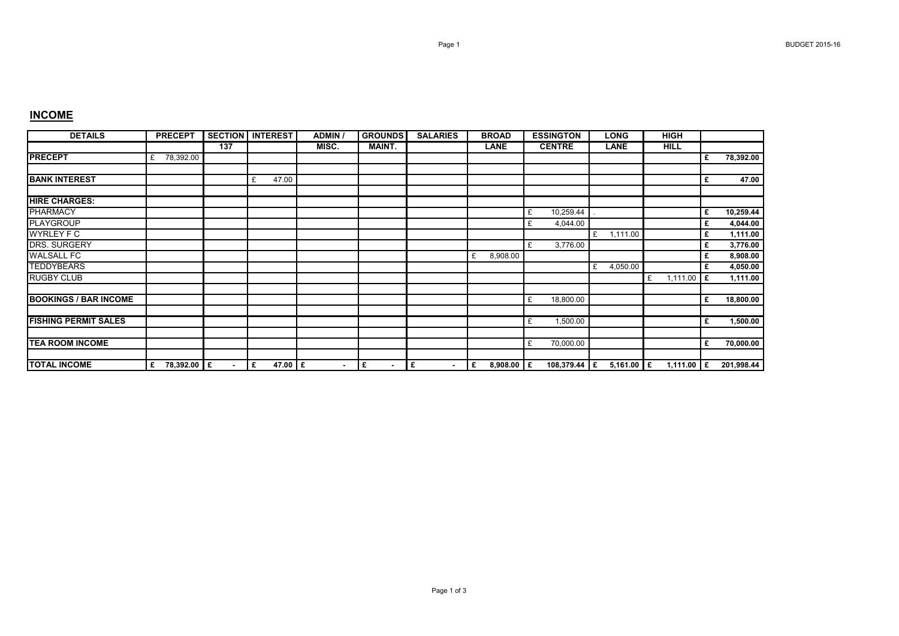## INCOME

| DETAILS | PRECEPT | SECTION 137 | INTEREST | ADMIN / MISC. | GROUNDS MAINT. | SALARIES | BROAD LANE | ESSINGTON CENTRE | LONG LANE | HIGH HILL | |
|---|---|---|---|---|---|---|---|---|---|---|---|
| **PRECEPT** | £ 78,392.00 | | | | | | | | | | **£ 78,392.00** |
| | | | | | | | | | | | |
| **BANK INTEREST** | | | £ 47.00 | | | | | | | | **£ 47.00** |
| | | | | | | | | | | | |
| **HIRE CHARGES:** | | | | | | | | | | | |
| PHARMACY | | | | | | | | £ 10,259.44 | . | | **£ 10,259.44** |
| PLAYGROUP | | | | | | | | £ 4,044.00 | | | **£ 4,044.00** |
| WYRLEY F C | | | | | | | | | £ 1,111.00 | | **£ 1,111.00** |
| DRS. SURGERY | | | | | | | | £ 3,776.00 | | | **£ 3,776.00** |
| WALSALL FC | | | | | | | £ 8,908.00 | | | | **£ 8,908.00** |
| TEDDYBEARS | | | | | | | | | £ 4,050.00 | | **£ 4,050.00** |
| RUGBY CLUB | | | | | | | | | | £ 1,111.00 | **£ 1,111.00** |
| | | | | | | | | | | | |
| **BOOKINGS / BAR INCOME** | | | | | | | | £ 18,800.00 | | | **£ 18,800.00** |
| | | | | | | | | | | | |
| **FISHING PERMIT SALES** | | | | | | | | £ 1,500.00 | | | **£ 1,500.00** |
| | | | | | | | | | | | |
| **TEA ROOM INCOME** | | | | | | | | £ 70,000.00 | | | **£ 70,000.00** |
| | | | | | | | | | | | |
| **TOTAL INCOME** | **£ 78,392.00** | **£ -** | **£ 47.00** | **£ -** | **£ -** | **£ -** | **£ 8,908.00** | **£ 108,379.44** | **£ 5,161.00** | **£ 1,111.00** | **£ 201,998.44** |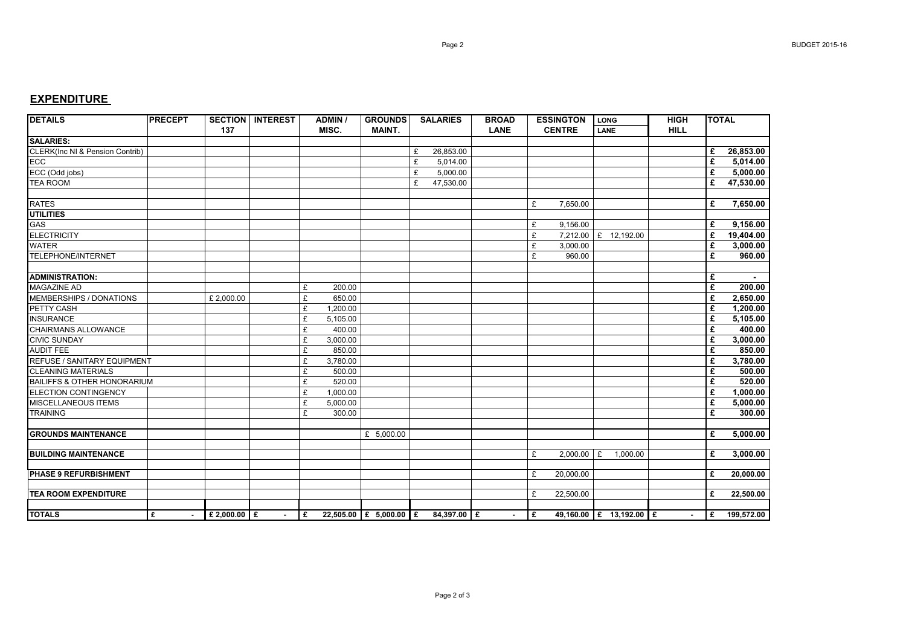## EXPENDITURE

| DETAILS | PRECEPT | SECTION 137 | INTEREST | ADMIN / MISC. | GROUNDS MAINT. | SALARIES | BROAD LANE | ESSINGTON CENTRE | LONG LANE | HIGH HILL | TOTAL |
|---|---|---|---|---|---|---|---|---|---|---|---|
| **SALARIES:** | | | | | | | | | | | |
| CLERK(Inc NI & Pension Contrib) | | | | | | £ 26,853.00 | | | | | **£ 26,853.00** |
| ECC | | | | | | £ 5,014.00 | | | | | **£ 5,014.00** |
| ECC (Odd jobs) | | | | | | £ 5,000.00 | | | | | **£ 5,000.00** |
| TEA ROOM | | | | | | £ 47,530.00 | | | | | **£ 47,530.00** |
| | | | | | | | | | | | |
| RATES | | | | | | | | £ 7,650.00 | | | **£ 7,650.00** |
| **UTILITIES** | | | | | | | | | | | |
| GAS | | | | | | | | £ 9,156.00 | | | **£ 9,156.00** |
| ELECTRICITY | | | | | | | | £ 7,212.00 | £ 12,192.00 | | **£ 19,404.00** |
| WATER | | | | | | | | £ 3,000.00 | | | **£ 3,000.00** |
| TELEPHONE/INTERNET | | | | | | | | £ 960.00 | | | **£ 960.00** |
| | | | | | | | | | | | |
| **ADMINISTRATION:** | | | | | | | | | | | **£ -** |
| MAGAZINE AD | | | | £ 200.00 | | | | | | | **£ 200.00** |
| MEMBERSHIPS / DONATIONS | | £ 2,000.00 | | £ 650.00 | | | | | | | **£ 2,650.00** |
| PETTY CASH | | | | £ 1,200.00 | | | | | | | **£ 1,200.00** |
| INSURANCE | | | | £ 5,105.00 | | | | | | | **£ 5,105.00** |
| CHAIRMANS ALLOWANCE | | | | £ 400.00 | | | | | | | **£ 400.00** |
| CIVIC SUNDAY | | | | £ 3,000.00 | | | | | | | **£ 3,000.00** |
| AUDIT FEE | | | | £ 850.00 | | | | | | | **£ 850.00** |
| REFUSE / SANITARY EQUIPMENT | | | | £ 3,780.00 | | | | | | | **£ 3,780.00** |
| CLEANING MATERIALS | | | | £ 500.00 | | | | | | | **£ 500.00** |
| BAILIFFS & OTHER HONORARIUM | | | | £ 520.00 | | | | | | | **£ 520.00** |
| ELECTION CONTINGENCY | | | | £ 1,000.00 | | | | | | | **£ 1,000.00** |
| MISCELLANEOUS ITEMS | | | | £ 5,000.00 | | | | | | | **£ 5,000.00** |
| TRAINING | | | | £ 300.00 | | | | | | | **£ 300.00** |
| | | | | | | | | | | | |
| **GROUNDS MAINTENANCE** | | | | | £ 5,000.00 | | | | | | **£ 5,000.00** |
| | | | | | | | | | | | |
| **BUILDING MAINTENANCE** | | | | | | | | £ 2,000.00 | £ 1,000.00 | | **£ 3,000.00** |
| | | | | | | | | | | | |
| **PHASE 9 REFURBISHMENT** | | | | | | | | £ 20,000.00 | | | **£ 20,000.00** |
| | | | | | | | | | | | |
| **TEA ROOM EXPENDITURE** | | | | | | | | £ 22,500.00 | | | **£ 22,500.00** |
| | | | | | | | | | | | |
| **TOTALS** | **£ -** | **£ 2,000.00** | **£ -** | **£ 22,505.00** | **£ 5,000.00** | **£ 84,397.00** | **£ -** | **£ 49,160.00** | **£ 13,192.00** | **£ -** | **£ 199,572.00** |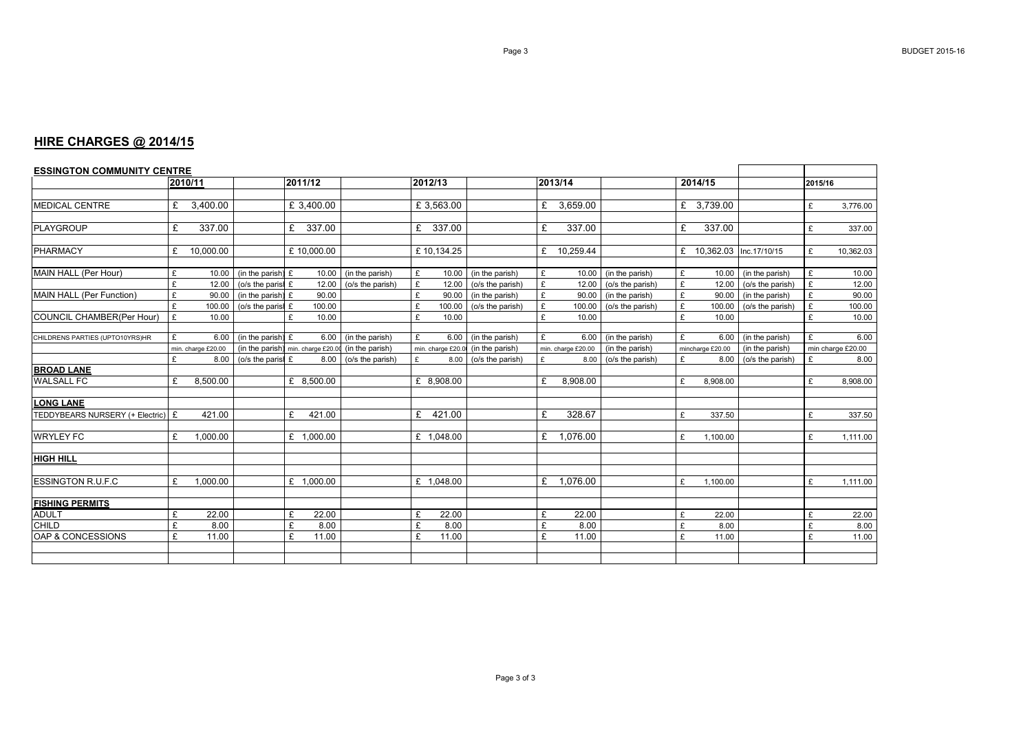## HIRE CHARGES @ 2014/15

| ESSINGTON COMMUNITY CENTRE | 2010/11 | | 2011/12 | | 2012/13 | | 2013/14 | | 2014/15 | | 2015/16 |
|---|---|---|---|---|---|---|---|---|---|---|---|
| MEDICAL CENTRE | £ 3,400.00 | | £ 3,400.00 | | £ 3,563.00 | | £ 3,659.00 | | £ 3,739.00 | | £ 3,776.00 |
| PLAYGROUP | £ 337.00 | | £ 337.00 | | £ 337.00 | | £ 337.00 | | £ 337.00 | | £ 337.00 |
| PHARMACY | £ 10,000.00 | | £ 10,000.00 | | £ 10,134.25 | | £ 10,259.44 | | £ 10,362.03 | Inc.17/10/15 | £ 10,362.03 |
| MAIN HALL (Per Hour) | £ 10.00 | (in the parish) | £ 10.00 | (in the parish) | £ 10.00 | (in the parish) | £ 10.00 | (in the parish) | £ 10.00 | (in the parish) | £ 10.00 |
| | £ 12.00 | (o/s the parish) | £ 12.00 | (o/s the parish) | £ 12.00 | (o/s the parish) | £ 12.00 | (o/s the parish) | £ 12.00 | (o/s the parish) | £ 12.00 |
| MAIN HALL (Per Function) | £ 90.00 | (in the parish) | £ 90.00 | | £ 90.00 | (in the parish) | £ 90.00 | (in the parish) | £ 90.00 | (in the parish) | £ 90.00 |
| | £ 100.00 | (o/s the parish) | £ 100.00 | | £ 100.00 | (o/s the parish) | £ 100.00 | (o/s the parish) | £ 100.00 | (o/s the parish) | £ 100.00 |
| COUNCIL CHAMBER(Per Hour) | £ 10.00 | | £ 10.00 | | £ 10.00 | | £ 10.00 | | £ 10.00 | | £ 10.00 |
| CHILDRENS PARTIES (UPTO10YRS)HR | £ 6.00 | (in the parish) | £ 6.00 | (in the parish) | £ 6.00 | (in the parish) | £ 6.00 | (in the parish) | £ 6.00 | (in the parish) | £ 6.00 |
| | min. charge £20.00 | (in the parish) | min. charge £20.00 | (in the parish) | min. charge £20.00 | (in the parish) | min. charge £20.00 | (in the parish) | mincharge £20.00 | (in the parish) | min charge £20.00 |
| | £ 8.00 | (o/s the parish) | £ 8.00 | (o/s the parish) | £ 8.00 | (o/s the parish) | £ 8.00 | (o/s the parish) | £ 8.00 | (o/s the parish) | £ 8.00 |
| **BROAD LANE** | | | | | | | | | | | |
| WALSALL FC | £ 8,500.00 | | £ 8,500.00 | | £ 8,908.00 | | £ 8,908.00 | | £ 8,908.00 | | £ 8,908.00 |
| **LONG LANE** | | | | | | | | | | | |
| TEDDYBEARS NURSERY (+ Electric) | £ 421.00 | | £ 421.00 | | £ 421.00 | | £ 328.67 | | £ 337.50 | | £ 337.50 |
| WRYLEY FC | £ 1,000.00 | | £ 1,000.00 | | £ 1,048.00 | | £ 1,076.00 | | £ 1,100.00 | | £ 1,111.00 |
| **HIGH HILL** | | | | | | | | | | | |
| ESSINGTON R.U.F.C | £ 1,000.00 | | £ 1,000.00 | | £ 1,048.00 | | £ 1,076.00 | | £ 1,100.00 | | £ 1,111.00 |
| **FISHING PERMITS** | | | | | | | | | | | |
| ADULT | £ 22.00 | | £ 22.00 | | £ 22.00 | | £ 22.00 | | £ 22.00 | | £ 22.00 |
| CHILD | £ 8.00 | | £ 8.00 | | £ 8.00 | | £ 8.00 | | £ 8.00 | | £ 8.00 |
| OAP & CONCESSIONS | £ 11.00 | | £ 11.00 | | £ 11.00 | | £ 11.00 | | £ 11.00 | | £ 11.00 |